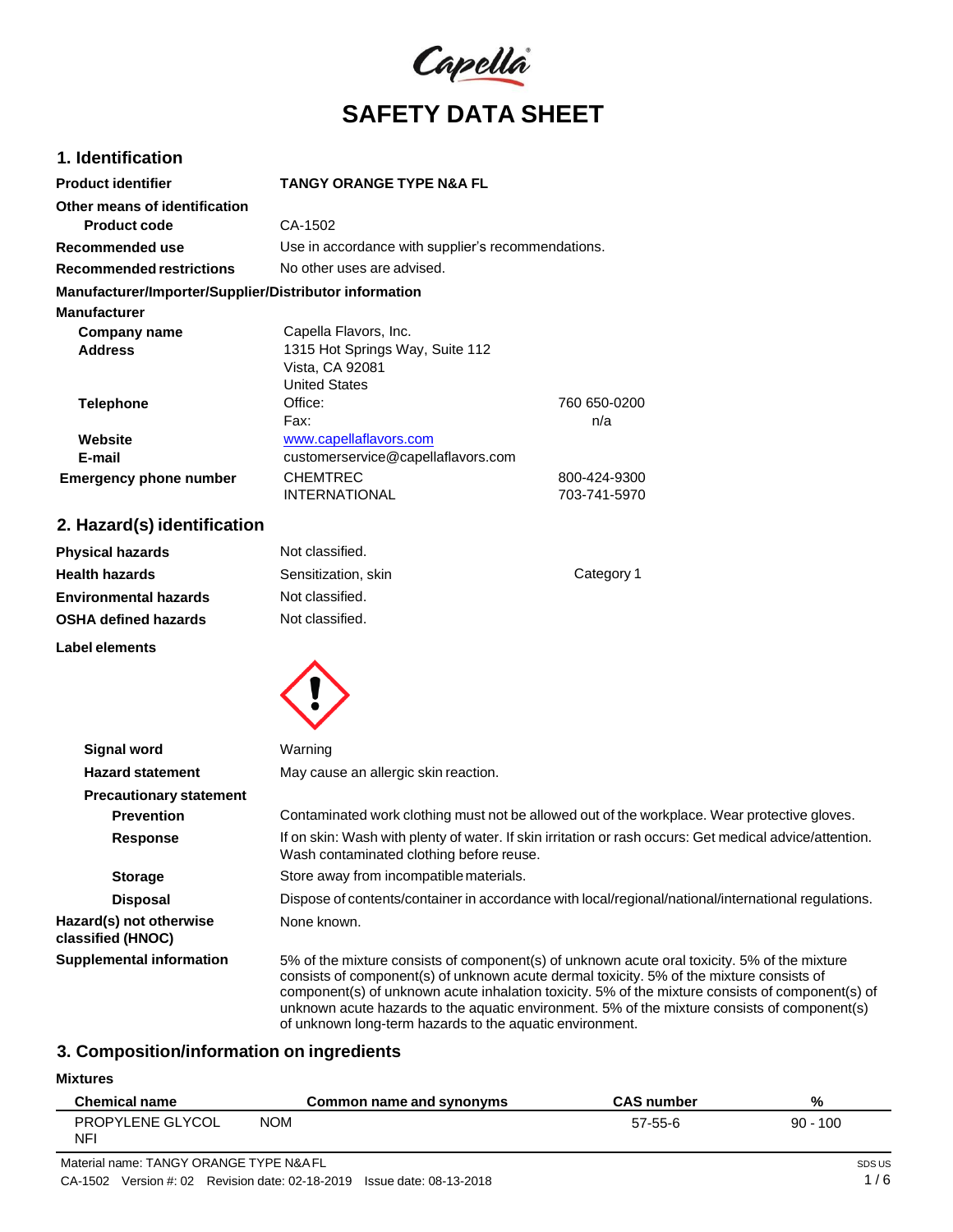# SAFETY DATA SHEET

## 1. Identification

| | | |
|---|---|---|
| **Product identifier** | **TANGY ORANGE TYPE N&A FL** | |
| **Other means of identification** | | |
| **Product code** | CA-1502 | |
| **Recommended use** | Use in accordance with supplier's recommendations. | |
| **Recommended restrictions** | No other uses are advised. | |

**Manufacturer/Importer/Supplier/Distributor information**

**Manufacturer**

| | | |
|---|---|---|
| **Company name** | Capella Flavors, Inc. | |
| **Address** | 1315 Hot Springs Way, Suite 112<br>Vista, CA 92081<br>United States | |
| **Telephone** | Office: | 760 650-0200 |
| | Fax: | n/a |
| **Website** | www.capellaflavors.com | |
| **E-mail** | customerservice@capellaflavors.com | |
| **Emergency phone number** | CHEMTREC | 800-424-9300 |
| | INTERNATIONAL | 703-741-5970 |

## 2. Hazard(s) identification

| | | |
|---|---|---|
| **Physical hazards** | Not classified. | |
| **Health hazards** | Sensitization, skin | Category 1 |
| **Environmental hazards** | Not classified. | |
| **OSHA defined hazards** | Not classified. | |

**Label elements**

| | |
|---|---|
| **Signal word** | Warning |
| **Hazard statement** | May cause an allergic skin reaction. |
| **Precautionary statement** | |
| **Prevention** | Contaminated work clothing must not be allowed out of the workplace. Wear protective gloves. |
| **Response** | If on skin: Wash with plenty of water. If skin irritation or rash occurs: Get medical advice/attention. Wash contaminated clothing before reuse. |
| **Storage** | Store away from incompatible materials. |
| **Disposal** | Dispose of contents/container in accordance with local/regional/national/international regulations. |
| **Hazard(s) not otherwise classified (HNOC)** | None known. |
| **Supplemental information** | 5% of the mixture consists of component(s) of unknown acute oral toxicity. 5% of the mixture consists of component(s) of unknown acute dermal toxicity. 5% of the mixture consists of component(s) of unknown acute inhalation toxicity. 5% of the mixture consists of component(s) of unknown acute hazards to the aquatic environment. 5% of the mixture consists of component(s) of unknown long-term hazards to the aquatic environment. |

## 3. Composition/information on ingredients

**Mixtures**

| Chemical name | Common name and synonyms | CAS number | % |
|---|---|---|---|
| PROPYLENE GLYCOL NFI | NOM | 57-55-6 | 90 - 100 |

Material name: TANGY ORANGE TYPE N&A FL

CA-1502 Version #: 02 Revision date: 02-18-2019 Issue date: 08-13-2018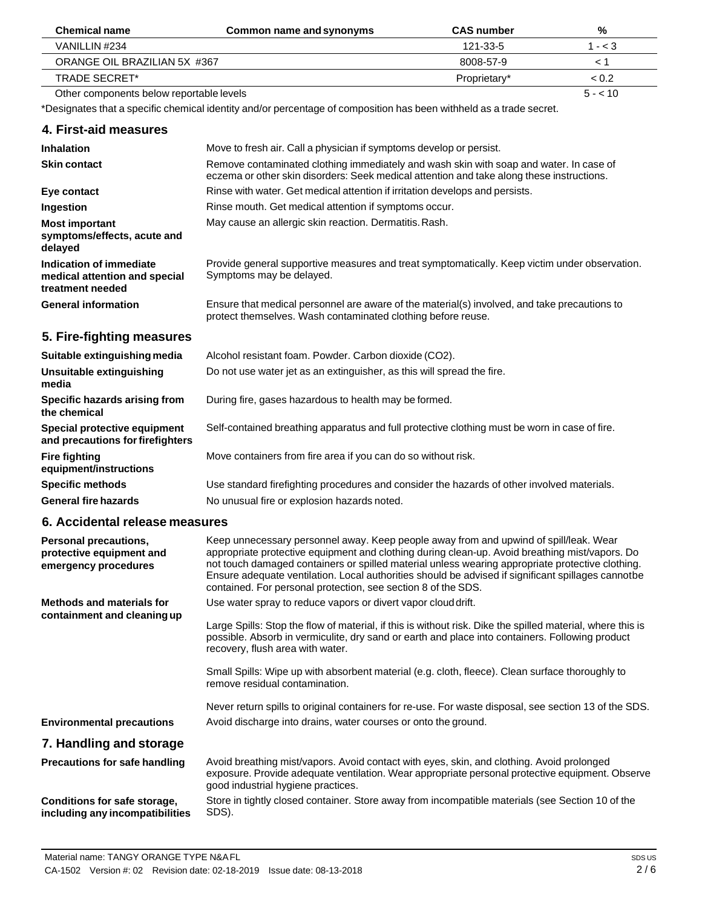| Chemical name | Common name and synonyms | CAS number | % |
|---|---|---|---|
| VANILLIN #234 | | 121-33-5 | 1 - < 3 |
| ORANGE OIL BRAZILIAN 5X #367 | | 8008-57-9 | < 1 |
| TRADE SECRET* | | Proprietary* | < 0.2 |
| Other components below reportable levels | | | 5 - < 10 |

*Designates that a specific chemical identity and/or percentage of composition has been withheld as a trade secret.

## 4. First-aid measures

**Inhalation** Move to fresh air. Call a physician if symptoms develop or persist.

**Skin contact** Remove contaminated clothing immediately and wash skin with soap and water. In case of eczema or other skin disorders: Seek medical attention and take along these instructions.

**Eye contact** Rinse with water. Get medical attention if irritation develops and persists.

**Ingestion** Rinse mouth. Get medical attention if symptoms occur.

**Most important symptoms/effects, acute and delayed** May cause an allergic skin reaction. Dermatitis. Rash.

**Indication of immediate medical attention and special treatment needed** Provide general supportive measures and treat symptomatically. Keep victim under observation. Symptoms may be delayed.

**General information** Ensure that medical personnel are aware of the material(s) involved, and take precautions to protect themselves. Wash contaminated clothing before reuse.

## 5. Fire-fighting measures

**Suitable extinguishing media** Alcohol resistant foam. Powder. Carbon dioxide ($CO_2$).

**Unsuitable extinguishing media** Do not use water jet as an extinguisher, as this will spread the fire.

**Specific hazards arising from the chemical** During fire, gases hazardous to health may be formed.

**Special protective equipment and precautions for firefighters** Self-contained breathing apparatus and full protective clothing must be worn in case of fire.

**Fire fighting equipment/instructions** Move containers from fire area if you can do so without risk.

**Specific methods** Use standard firefighting procedures and consider the hazards of other involved materials.

**General fire hazards** No unusual fire or explosion hazards noted.

## 6. Accidental release measures

**Personal precautions, protective equipment and emergency procedures** Keep unnecessary personnel away. Keep people away from and upwind of spill/leak. Wear appropriate protective equipment and clothing during clean-up. Avoid breathing mist/vapors. Do not touch damaged containers or spilled material unless wearing appropriate protective clothing. Ensure adequate ventilation. Local authorities should be advised if significant spillages cannotbe contained. For personal protection, see section 8 of the SDS.

**Methods and materials for containment and cleaning up** Use water spray to reduce vapors or divert vapor cloud drift.

Large Spills: Stop the flow of material, if this is without risk. Dike the spilled material, where this is possible. Absorb in vermiculite, dry sand or earth and place into containers. Following product recovery, flush area with water.

Small Spills: Wipe up with absorbent material (e.g. cloth, fleece). Clean surface thoroughly to remove residual contamination.

Never return spills to original containers for re-use. For waste disposal, see section 13 of the SDS.

**Environmental precautions** Avoid discharge into drains, water courses or onto the ground.

## 7. Handling and storage

**Precautions for safe handling** Avoid breathing mist/vapors. Avoid contact with eyes, skin, and clothing. Avoid prolonged exposure. Provide adequate ventilation. Wear appropriate personal protective equipment. Observe good industrial hygiene practices.

**Conditions for safe storage, including any incompatibilities** Store in tightly closed container. Store away from incompatible materials (see Section 10 of the SDS).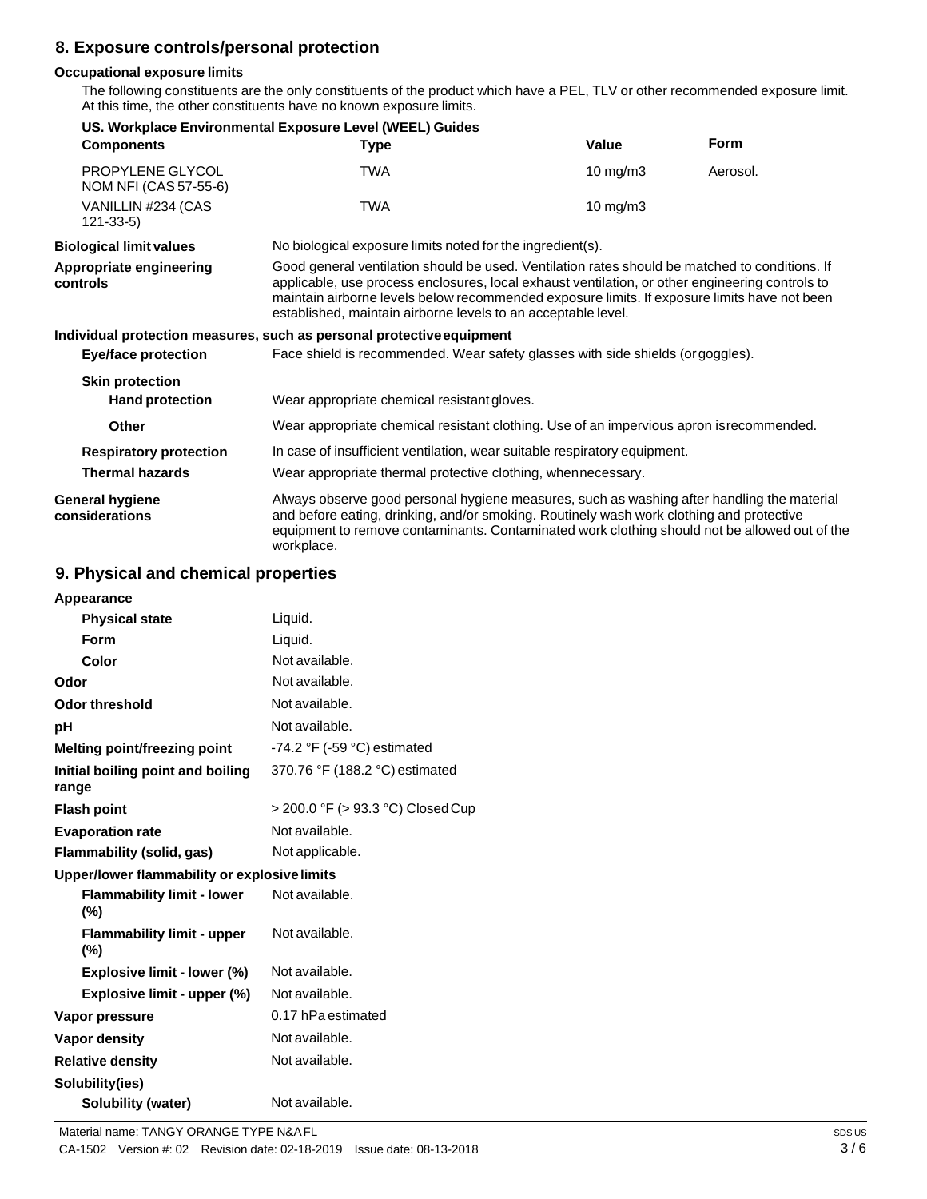## 8. Exposure controls/personal protection

### Occupational exposure limits

The following constituents are the only constituents of the product which have a PEL, TLV or other recommended exposure limit. At this time, the other constituents have no known exposure limits.

**US. Workplace Environmental Exposure Level (WEEL) Guides**

| Components | Type | Value | Form |
|---|---|---|---|
| PROPYLENE GLYCOL NOM NFI (CAS 57-55-6) | TWA | 10 mg/m3 | Aerosol. |
| VANILLIN #234 (CAS 121-33-5) | TWA | 10 mg/m3 | |

**Biological limit values** No biological exposure limits noted for the ingredient(s).

**Appropriate engineering controls** Good general ventilation should be used. Ventilation rates should be matched to conditions. If applicable, use process enclosures, local exhaust ventilation, or other engineering controls to maintain airborne levels below recommended exposure limits. If exposure limits have not been established, maintain airborne levels to an acceptable level.

### Individual protection measures, such as personal protective equipment

**Eye/face protection** Face shield is recommended. Wear safety glasses with side shields (or goggles).

**Skin protection**

**Hand protection** Wear appropriate chemical resistant gloves.

**Other** Wear appropriate chemical resistant clothing. Use of an impervious apron is recommended.

**Respiratory protection** In case of insufficient ventilation, wear suitable respiratory equipment.

**Thermal hazards** Wear appropriate thermal protective clothing, when necessary.

**General hygiene considerations** Always observe good personal hygiene measures, such as washing after handling the material and before eating, drinking, and/or smoking. Routinely wash work clothing and protective equipment to remove contaminants. Contaminated work clothing should not be allowed out of the workplace.

## 9. Physical and chemical properties

**Appearance**

| | |
|---|---|
| **Physical state** | Liquid. |
| **Form** | Liquid. |
| **Color** | Not available. |
| **Odor** | Not available. |
| **Odor threshold** | Not available. |
| **pH** | Not available. |
| **Melting point/freezing point** | -74.2 °F (-59 °C) estimated |
| **Initial boiling point and boiling range** | 370.76 °F (188.2 °C) estimated |
| **Flash point** | > 200.0 °F (> 93.3 °C) Closed Cup |
| **Evaporation rate** | Not available. |
| **Flammability (solid, gas)** | Not applicable. |

**Upper/lower flammability or explosive limits**

| | |
|---|---|
| **Flammability limit - lower (%)** | Not available. |
| **Flammability limit - upper (%)** | Not available. |
| **Explosive limit - lower (%)** | Not available. |
| **Explosive limit - upper (%)** | Not available. |
| **Vapor pressure** | 0.17 hPa estimated |
| **Vapor density** | Not available. |
| **Relative density** | Not available. |

**Solubility(ies)**

| | |
|---|---|
| **Solubility (water)** | Not available. |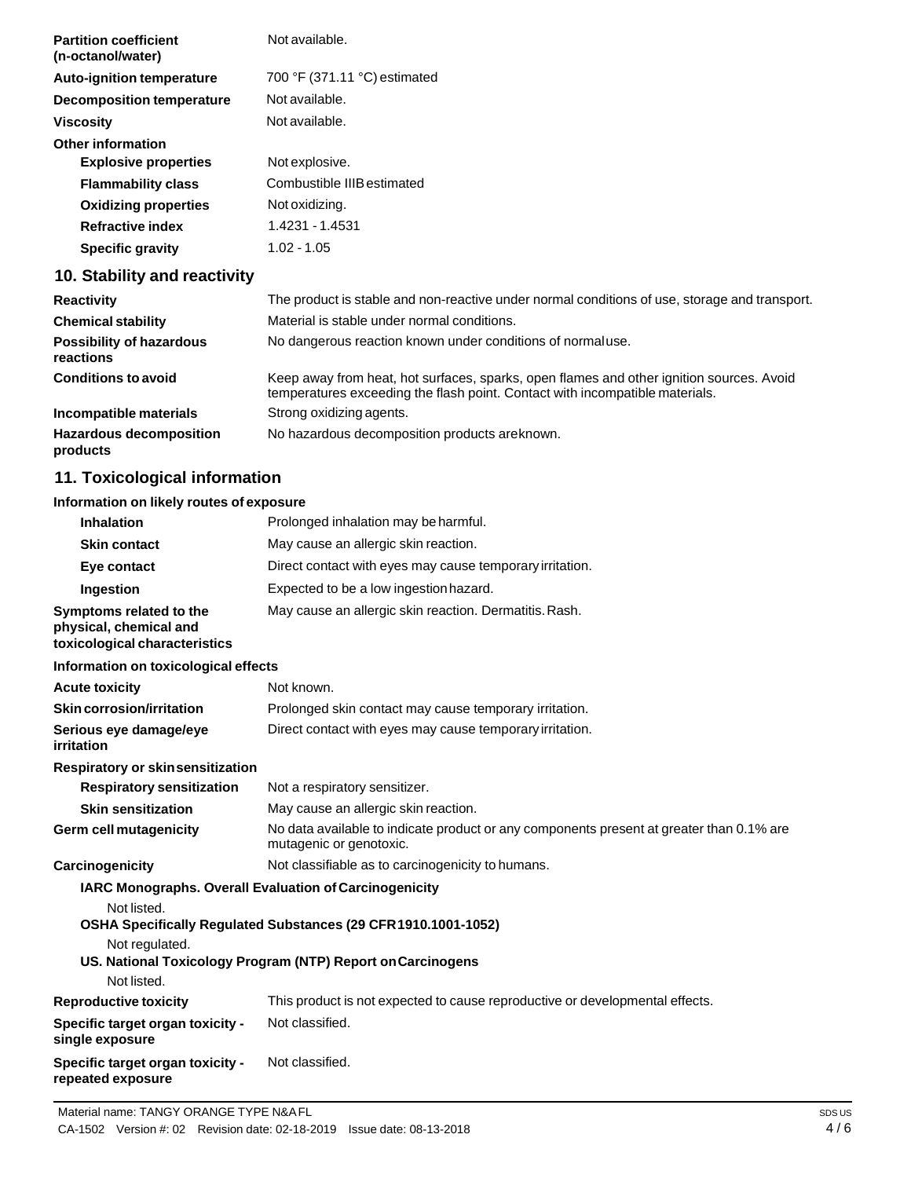| | |
|---|---|
| **Partition coefficient (n-octanol/water)** | Not available. |
| **Auto-ignition temperature** | 700 °F (371.11 °C) estimated |
| **Decomposition temperature** | Not available. |
| **Viscosity** | Not available. |
| **Other information** | |
| **Explosive properties** | Not explosive. |
| **Flammability class** | Combustible IIIB estimated |
| **Oxidizing properties** | Not oxidizing. |
| **Refractive index** | 1.4231 - 1.4531 |
| **Specific gravity** | 1.02 - 1.05 |

## 10. Stability and reactivity

| | |
|---|---|
| **Reactivity** | The product is stable and non-reactive under normal conditions of use, storage and transport. |
| **Chemical stability** | Material is stable under normal conditions. |
| **Possibility of hazardous reactions** | No dangerous reaction known under conditions of normal use. |
| **Conditions to avoid** | Keep away from heat, hot surfaces, sparks, open flames and other ignition sources. Avoid temperatures exceeding the flash point. Contact with incompatible materials. |
| **Incompatible materials** | Strong oxidizing agents. |
| **Hazardous decomposition products** | No hazardous decomposition products are known. |

## 11. Toxicological information

**Information on likely routes of exposure**

| | |
|---|---|
| **Inhalation** | Prolonged inhalation may be harmful. |
| **Skin contact** | May cause an allergic skin reaction. |
| **Eye contact** | Direct contact with eyes may cause temporary irritation. |
| **Ingestion** | Expected to be a low ingestion hazard. |
| **Symptoms related to the physical, chemical and toxicological characteristics** | May cause an allergic skin reaction. Dermatitis. Rash. |

**Information on toxicological effects**

| | |
|---|---|
| **Acute toxicity** | Not known. |
| **Skin corrosion/irritation** | Prolonged skin contact may cause temporary irritation. |
| **Serious eye damage/eye irritation** | Direct contact with eyes may cause temporary irritation. |
| **Respiratory or skin sensitization** | |
| **Respiratory sensitization** | Not a respiratory sensitizer. |
| **Skin sensitization** | May cause an allergic skin reaction. |
| **Germ cell mutagenicity** | No data available to indicate product or any components present at greater than 0.1% are mutagenic or genotoxic. |
| **Carcinogenicity** | Not classifiable as to carcinogenicity to humans. |

**IARC Monographs. Overall Evaluation of Carcinogenicity**

Not listed.

**OSHA Specifically Regulated Substances (29 CFR 1910.1001-1052)**

Not regulated.

**US. National Toxicology Program (NTP) Report on Carcinogens**

Not listed.

| | |
|---|---|
| **Reproductive toxicity** | This product is not expected to cause reproductive or developmental effects. |
| **Specific target organ toxicity - single exposure** | Not classified. |
| **Specific target organ toxicity - repeated exposure** | Not classified. |

Material name: TANGY ORANGE TYPE N&A FL

CA-1502 Version #: 02 Revision date: 02-18-2019 Issue date: 08-13-2018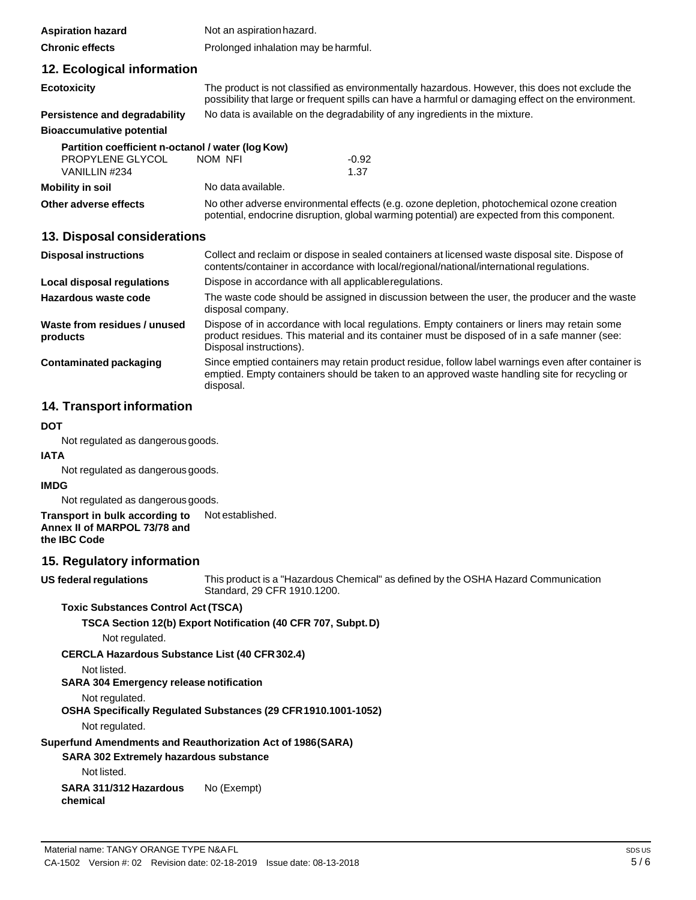**Aspiration hazard** Not an aspiration hazard.

**Chronic effects** Prolonged inhalation may be harmful.

## 12. Ecological information

**Ecotoxicity** The product is not classified as environmentally hazardous. However, this does not exclude the possibility that large or frequent spills can have a harmful or damaging effect on the environment.

**Persistence and degradability** No data is available on the degradability of any ingredients in the mixture.

**Bioaccumulative potential**

**Partition coefficient n-octanol / water (log Kow)**

| | | |
|---|---|---|
| PROPYLENE GLYCOL | NOM NFI | -0.92 |
| VANILLIN #234 | | 1.37 |

**Mobility in soil** No data available.

**Other adverse effects** No other adverse environmental effects (e.g. ozone depletion, photochemical ozone creation potential, endocrine disruption, global warming potential) are expected from this component.

## 13. Disposal considerations

**Disposal instructions** Collect and reclaim or dispose in sealed containers at licensed waste disposal site. Dispose of contents/container in accordance with local/regional/national/international regulations.

**Local disposal regulations** Dispose in accordance with all applicable regulations.

**Hazardous waste code** The waste code should be assigned in discussion between the user, the producer and the waste disposal company.

**Waste from residues / unused products** Dispose of in accordance with local regulations. Empty containers or liners may retain some product residues. This material and its container must be disposed of in a safe manner (see: Disposal instructions).

**Contaminated packaging** Since emptied containers may retain product residue, follow label warnings even after container is emptied. Empty containers should be taken to an approved waste handling site for recycling or disposal.

## 14. Transport information

**DOT**

Not regulated as dangerous goods.

**IATA**

Not regulated as dangerous goods.

**IMDG**

Not regulated as dangerous goods.

**Transport in bulk according to Annex II of MARPOL 73/78 and the IBC Code** Not established.

## 15. Regulatory information

**US federal regulations** This product is a "Hazardous Chemical" as defined by the OSHA Hazard Communication Standard, 29 CFR 1910.1200.

**Toxic Substances Control Act (TSCA)**

**TSCA Section 12(b) Export Notification (40 CFR 707, Subpt. D)**

Not regulated.

**CERCLA Hazardous Substance List (40 CFR 302.4)**

Not listed.

**SARA 304 Emergency release notification**

Not regulated.

**OSHA Specifically Regulated Substances (29 CFR 1910.1001-1052)**

Not regulated.

**Superfund Amendments and Reauthorization Act of 1986 (SARA)**

**SARA 302 Extremely hazardous substance**

Not listed.

**SARA 311/312 Hazardous chemical** No (Exempt)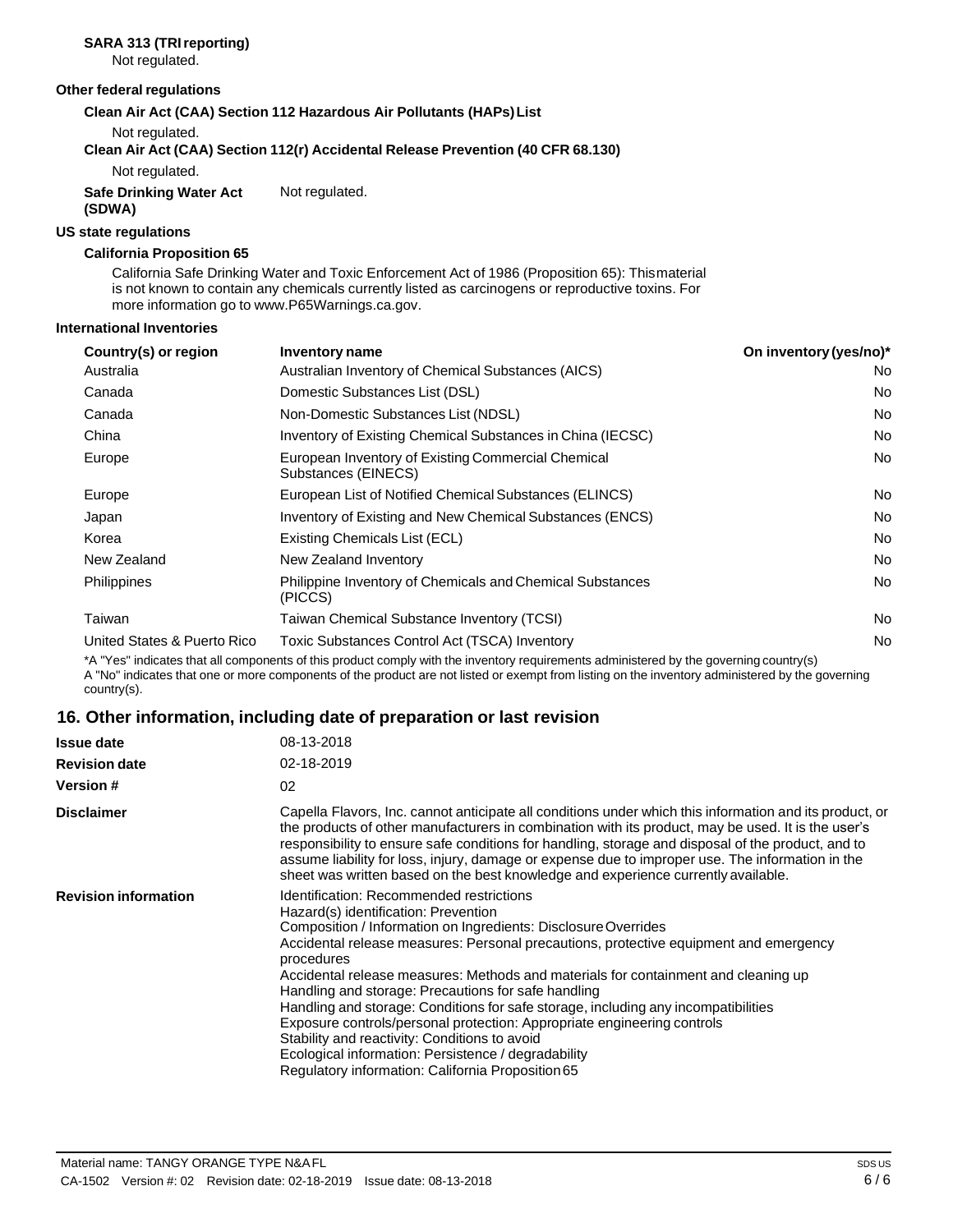**SARA 313 (TRI reporting)**

Not regulated.

**Other federal regulations**

**Clean Air Act (CAA) Section 112 Hazardous Air Pollutants (HAPs) List**

Not regulated.

**Clean Air Act (CAA) Section 112(r) Accidental Release Prevention (40 CFR 68.130)**

Not regulated.

**Safe Drinking Water Act (SDWA)** Not regulated.

**US state regulations**

**California Proposition 65**

California Safe Drinking Water and Toxic Enforcement Act of 1986 (Proposition 65): This material is not known to contain any chemicals currently listed as carcinogens or reproductive toxins. For more information go to www.P65Warnings.ca.gov.

**International Inventories**

| Country(s) or region | Inventory name | On inventory (yes/no)* |
|---|---|---|
| Australia | Australian Inventory of Chemical Substances (AICS) | No |
| Canada | Domestic Substances List (DSL) | No |
| Canada | Non-Domestic Substances List (NDSL) | No |
| China | Inventory of Existing Chemical Substances in China (IECSC) | No |
| Europe | European Inventory of Existing Commercial Chemical Substances (EINECS) | No |
| Europe | European List of Notified Chemical Substances (ELINCS) | No |
| Japan | Inventory of Existing and New Chemical Substances (ENCS) | No |
| Korea | Existing Chemicals List (ECL) | No |
| New Zealand | New Zealand Inventory | No |
| Philippines | Philippine Inventory of Chemicals and Chemical Substances (PICCS) | No |
| Taiwan | Taiwan Chemical Substance Inventory (TCSI) | No |
| United States & Puerto Rico | Toxic Substances Control Act (TSCA) Inventory | No |

*A "Yes" indicates that all components of this product comply with the inventory requirements administered by the governing country(s)
A "No" indicates that one or more components of the product are not listed or exempt from listing on the inventory administered by the governing country(s).

## 16. Other information, including date of preparation or last revision

**Issue date** 08-13-2018

**Revision date** 02-18-2019

**Version #** 02

**Disclaimer** Capella Flavors, Inc. cannot anticipate all conditions under which this information and its product, or the products of other manufacturers in combination with its product, may be used. It is the user's responsibility to ensure safe conditions for handling, storage and disposal of the product, and to assume liability for loss, injury, damage or expense due to improper use. The information in the sheet was written based on the best knowledge and experience currently available.

**Revision information**

Identification: Recommended restrictions
Hazard(s) identification: Prevention
Composition / Information on Ingredients: Disclosure Overrides
Accidental release measures: Personal precautions, protective equipment and emergency procedures
Accidental release measures: Methods and materials for containment and cleaning up
Handling and storage: Precautions for safe handling
Handling and storage: Conditions for safe storage, including any incompatibilities
Exposure controls/personal protection: Appropriate engineering controls
Stability and reactivity: Conditions to avoid
Ecological information: Persistence / degradability
Regulatory information: California Proposition 65